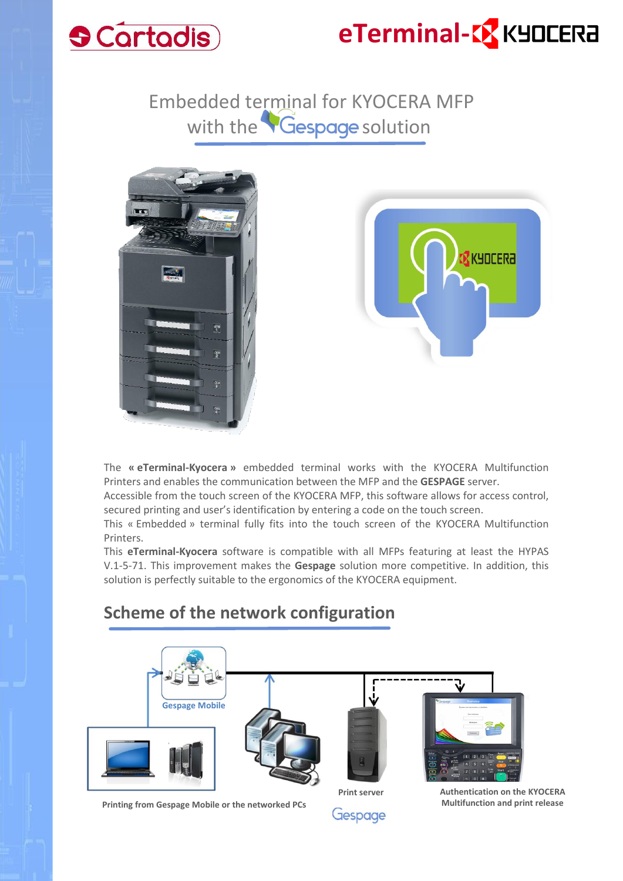Cartadis

eTerminal-KYOCERA

# Embedded terminal for KYOCERA MFP with the Gespage solution

The **« eTerminal-Kyocera »** embedded terminal works with the KYOCERA Multifunction Printers and enables the communication between the MFP and the **GESPAGE** server.
Accessible from the touch screen of the KYOCERA MFP, this software allows for access control, secured printing and user's identification by entering a code on the touch screen.
This « Embedded » terminal fully fits into the touch screen of the KYOCERA Multifunction Printers.
This **eTerminal-Kyocera** software is compatible with all MFPs featuring at least the HYPAS V.1-5-71. This improvement makes the **Gespage** solution more competitive. In addition, this solution is perfectly suitable to the ergonomics of the KYOCERA equipment.

## Scheme of the network configuration

**Gespage Mobile**

**Printing from Gespage Mobile or the networked PCs**

**Print server**

Gespage

**Authentication on the KYOCERA Multifunction and print release**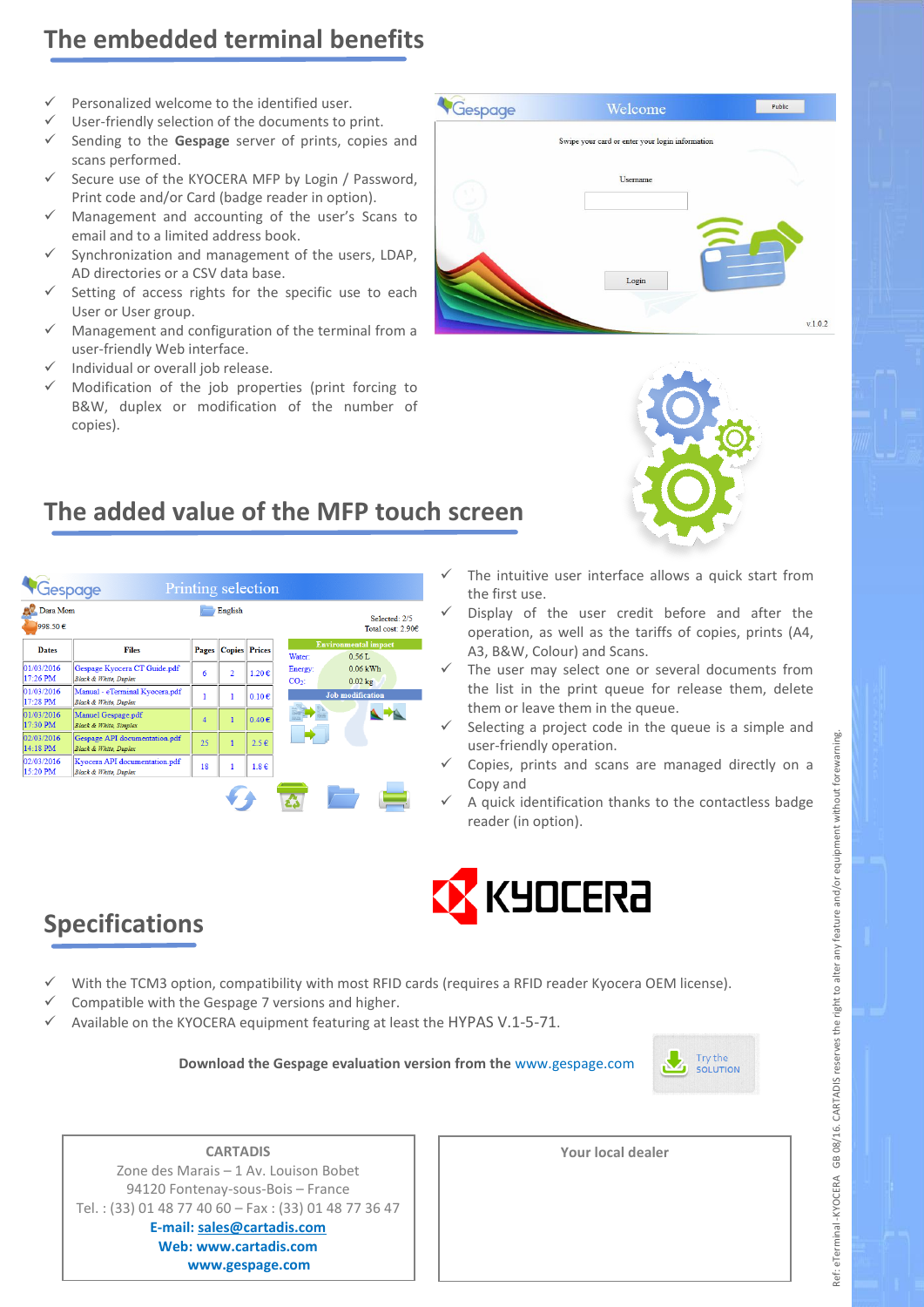## The embedded terminal benefits

- ✓ Personalized welcome to the identified user.
- ✓ User-friendly selection of the documents to print.
- ✓ Sending to the **Gespage** server of prints, copies and scans performed.
- ✓ Secure use of the KYOCERA MFP by Login / Password, Print code and/or Card (badge reader in option).
- ✓ Management and accounting of the user's Scans to email and to a limited address book.
- ✓ Synchronization and management of the users, LDAP, AD directories or a CSV data base.
- ✓ Setting of access rights for the specific use to each User or User group.
- ✓ Management and configuration of the terminal from a user-friendly Web interface.
- ✓ Individual or overall job release.
- ✓ Modification of the job properties (print forcing to B&W, duplex or modification of the number of copies).

## The added value of the MFP touch screen

- ✓ The intuitive user interface allows a quick start from the first use.
- ✓ Display of the user credit before and after the operation, as well as the tariffs of copies, prints (A4, A3, B&W, Colour) and Scans.
- ✓ The user may select one or several documents from the list in the print queue for release them, delete them or leave them in the queue.
- ✓ Selecting a project code in the queue is a simple and user-friendly operation.
- ✓ Copies, prints and scans are managed directly on a Copy and
- ✓ A quick identification thanks to the contactless badge reader (in option).

## Specifications

- ✓ With the TCM3 option, compatibility with most RFID cards (requires a RFID reader Kyocera OEM license).
- ✓ Compatible with the Gespage 7 versions and higher.
- ✓ Available on the KYOCERA equipment featuring at least the HYPAS V.1-5-71.

**Download the Gespage evaluation version from the** www.gespage.com

**CARTADIS**
Zone des Marais – 1 Av. Louison Bobet
94120 Fontenay-sous-Bois – France
Tel. : (33) 01 48 77 40 60 – Fax : (33) 01 48 77 36 47
**E-mail: sales@cartadis.com**
**Web: www.cartadis.com**
**www.gespage.com**

**Your local dealer**

Ref: eTerminal-KYOCERA GB 08/16. CARTADIS reserves the right to alter any feature and/or equipment without forewarning.